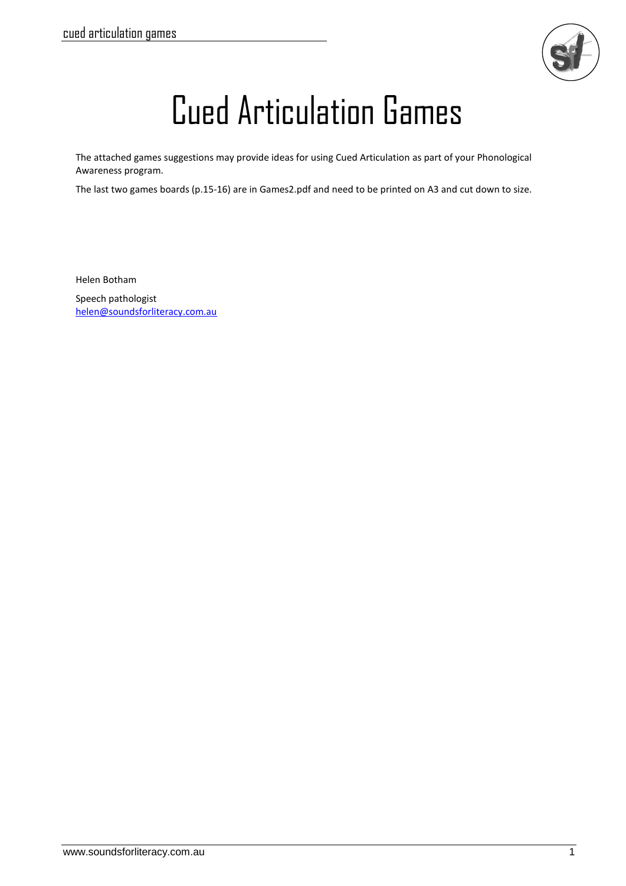# Cued Articulation Games

The attached games suggestions may provide ideas for using Cued Articulation as part of your Phonological Awareness program.

The last two games boards (p.15-16) are in Games2.pdf and need to be printed on A3 and cut down to size.

Helen Botham

Speech pathologist
helen@soundsforliteracy.com.au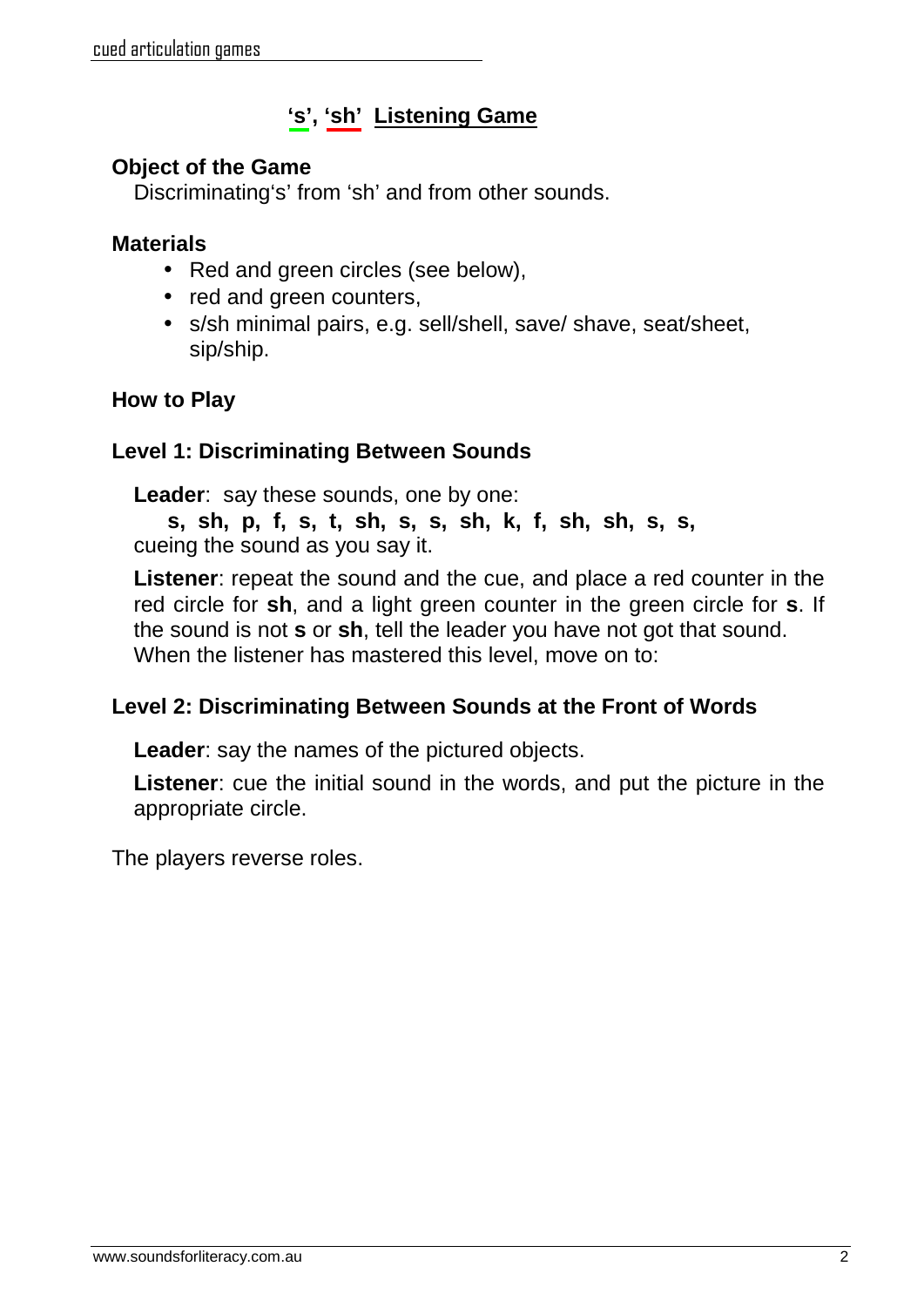# **'s', 'sh' Listening Game**

**Object of the Game**

Discriminating's' from 'sh' and from other sounds.

**Materials**

- Red and green circles (see below),
- red and green counters,
- s/sh minimal pairs, e.g. sell/shell, save/ shave, seat/sheet, sip/ship.

**How to Play**

**Level 1: Discriminating Between Sounds**

**Leader**: say these sounds, one by one:
**s, sh, p, f, s, t, sh, s, s, sh, k, f, sh, sh, s, s,**
cueing the sound as you say it.

**Listener**: repeat the sound and the cue, and place a red counter in the red circle for **sh**, and a light green counter in the green circle for **s**. If the sound is not **s** or **sh**, tell the leader you have not got that sound. When the listener has mastered this level, move on to:

**Level 2: Discriminating Between Sounds at the Front of Words**

**Leader**: say the names of the pictured objects.

**Listener**: cue the initial sound in the words, and put the picture in the appropriate circle.

The players reverse roles.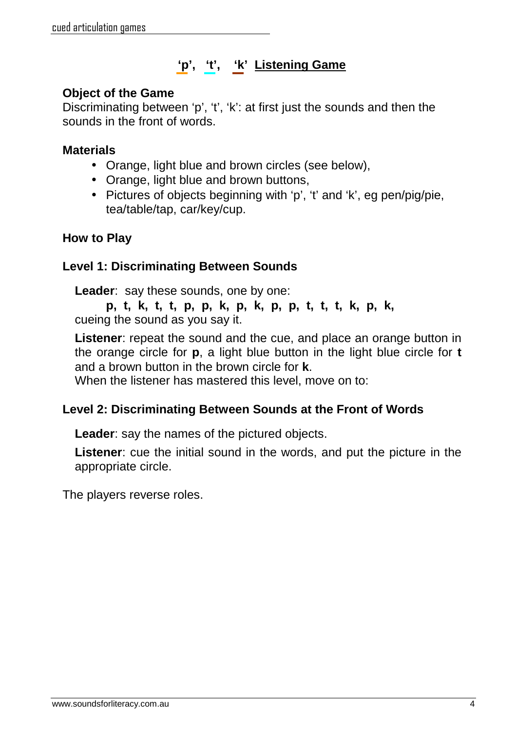## ‘p’, ‘t’, ‘k’ Listening Game

**Object of the Game**
Discriminating between ‘p’, ‘t’, ‘k’: at first just the sounds and then the sounds in the front of words.

**Materials**

- Orange, light blue and brown circles (see below),
- Orange, light blue and brown buttons,
- Pictures of objects beginning with ‘p’, ‘t’ and ‘k’, eg pen/pig/pie, tea/table/tap, car/key/cup.

**How to Play**

**Level 1: Discriminating Between Sounds**

**Leader**: say these sounds, one by one:
**p, t, k, t, t, p, p, k, p, k, p, p, t, t, t, k, p, k,**
cueing the sound as you say it.

**Listener**: repeat the sound and the cue, and place an orange button in the orange circle for **p**, a light blue button in the light blue circle for **t** and a brown button in the brown circle for **k**.
When the listener has mastered this level, move on to:

**Level 2: Discriminating Between Sounds at the Front of Words**

**Leader**: say the names of the pictured objects.

**Listener**: cue the initial sound in the words, and put the picture in the appropriate circle.

The players reverse roles.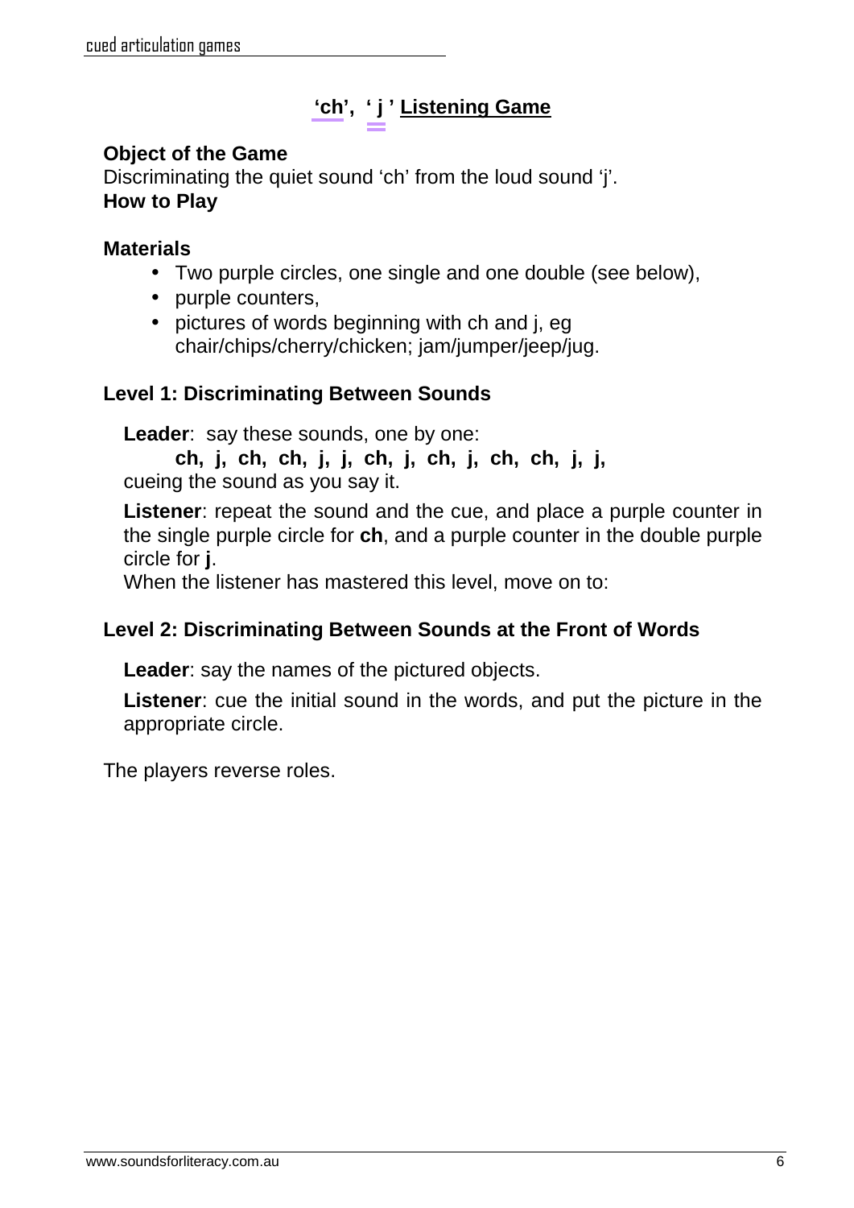## 'ch', 'j' Listening Game

**Object of the Game**
Discriminating the quiet sound 'ch' from the loud sound 'j'.
**How to Play**

**Materials**

- Two purple circles, one single and one double (see below),
- purple counters,
- pictures of words beginning with ch and j, eg chair/chips/cherry/chicken; jam/jumper/jeep/jug.

**Level 1: Discriminating Between Sounds**

**Leader**: say these sounds, one by one:

**ch, j, ch, ch, j, j, ch, j, ch, j, ch, ch, j, j,**

cueing the sound as you say it.

**Listener**: repeat the sound and the cue, and place a purple counter in the single purple circle for **ch**, and a purple counter in the double purple circle for **j**.

When the listener has mastered this level, move on to:

**Level 2: Discriminating Between Sounds at the Front of Words**

**Leader**: say the names of the pictured objects.

**Listener**: cue the initial sound in the words, and put the picture in the appropriate circle.

The players reverse roles.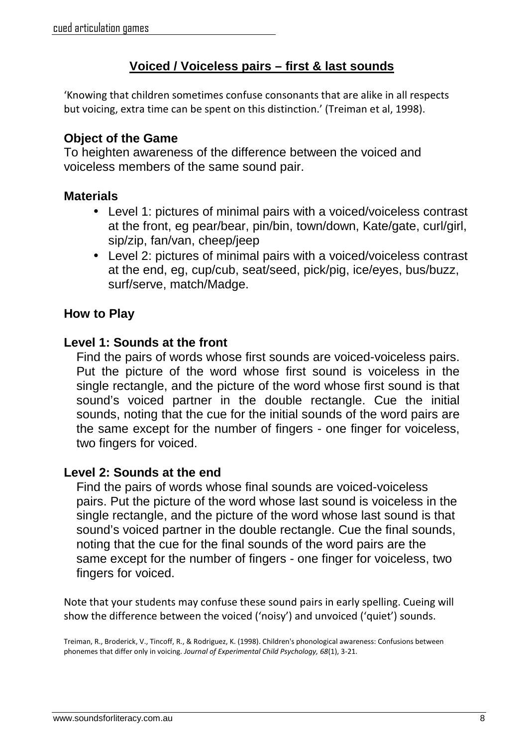## Voiced / Voiceless pairs – first & last sounds

'Knowing that children sometimes confuse consonants that are alike in all respects but voicing, extra time can be spent on this distinction.' (Treiman et al, 1998).

### Object of the Game

To heighten awareness of the difference between the voiced and voiceless members of the same sound pair.

### Materials

- Level 1: pictures of minimal pairs with a voiced/voiceless contrast at the front, eg pear/bear, pin/bin, town/down, Kate/gate, curl/girl, sip/zip, fan/van, cheep/jeep
- Level 2: pictures of minimal pairs with a voiced/voiceless contrast at the end, eg, cup/cub, seat/seed, pick/pig, ice/eyes, bus/buzz, surf/serve, match/Madge.

### How to Play

#### Level 1: Sounds at the front

Find the pairs of words whose first sounds are voiced-voiceless pairs. Put the picture of the word whose first sound is voiceless in the single rectangle, and the picture of the word whose first sound is that sound's voiced partner in the double rectangle. Cue the initial sounds, noting that the cue for the initial sounds of the word pairs are the same except for the number of fingers - one finger for voiceless, two fingers for voiced.

#### Level 2: Sounds at the end

Find the pairs of words whose final sounds are voiced-voiceless pairs. Put the picture of the word whose last sound is voiceless in the single rectangle, and the picture of the word whose last sound is that sound's voiced partner in the double rectangle. Cue the final sounds, noting that the cue for the final sounds of the word pairs are the same except for the number of fingers - one finger for voiceless, two fingers for voiced.

Note that your students may confuse these sound pairs in early spelling. Cueing will show the difference between the voiced ('noisy') and unvoiced ('quiet') sounds.

Treiman, R., Broderick, V., Tincoff, R., & Rodriguez, K. (1998). Children's phonological awareness: Confusions between phonemes that differ only in voicing. *Journal of Experimental Child Psychology, 68*(1), 3-21.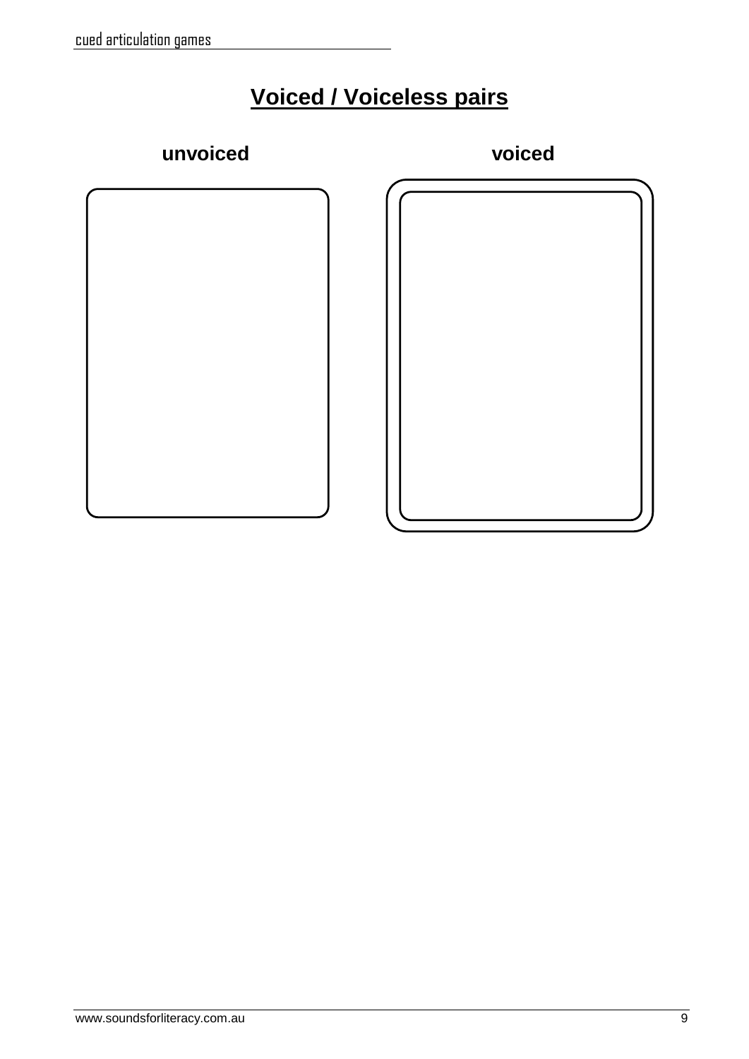# Voiced / Voiceless pairs

**unvoiced** **voiced**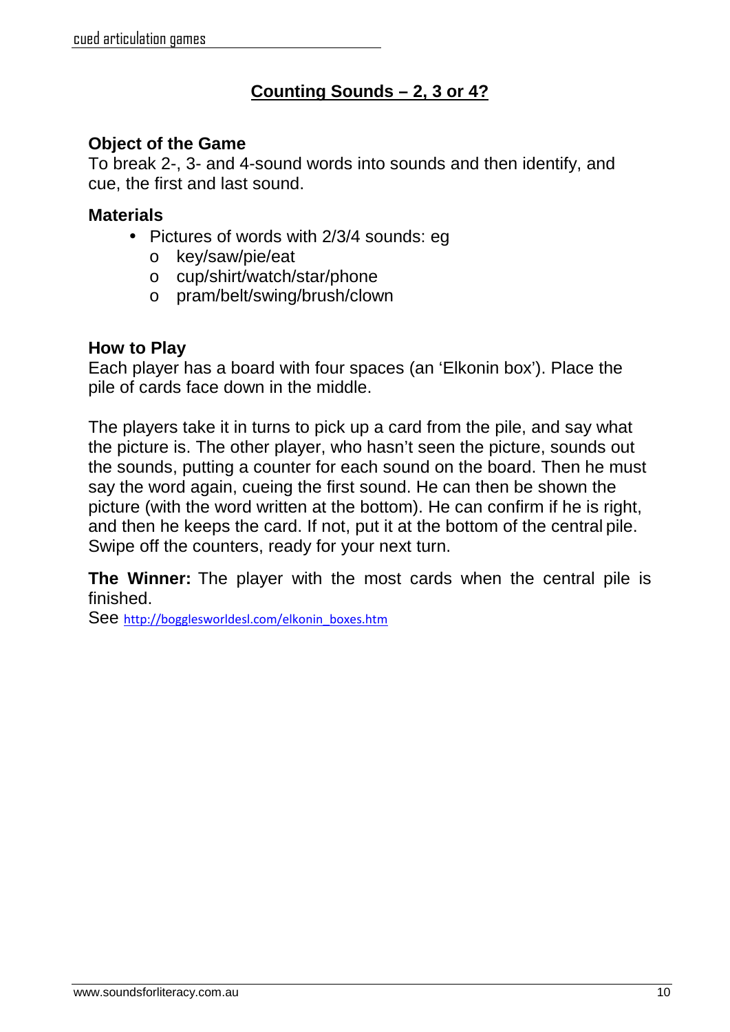## Counting Sounds – 2, 3 or 4?

### Object of the Game

To break 2-, 3- and 4-sound words into sounds and then identify, and cue, the first and last sound.

### Materials

- Pictures of words with 2/3/4 sounds: eg
  - key/saw/pie/eat
  - cup/shirt/watch/star/phone
  - pram/belt/swing/brush/clown

### How to Play

Each player has a board with four spaces (an 'Elkonin box'). Place the pile of cards face down in the middle.

The players take it in turns to pick up a card from the pile, and say what the picture is. The other player, who hasn't seen the picture, sounds out the sounds, putting a counter for each sound on the board. Then he must say the word again, cueing the first sound. He can then be shown the picture (with the word written at the bottom). He can confirm if he is right, and then he keeps the card. If not, put it at the bottom of the central pile. Swipe off the counters, ready for your next turn.

**The Winner:** The player with the most cards when the central pile is finished.

See http://bogglesworldesl.com/elkonin_boxes.htm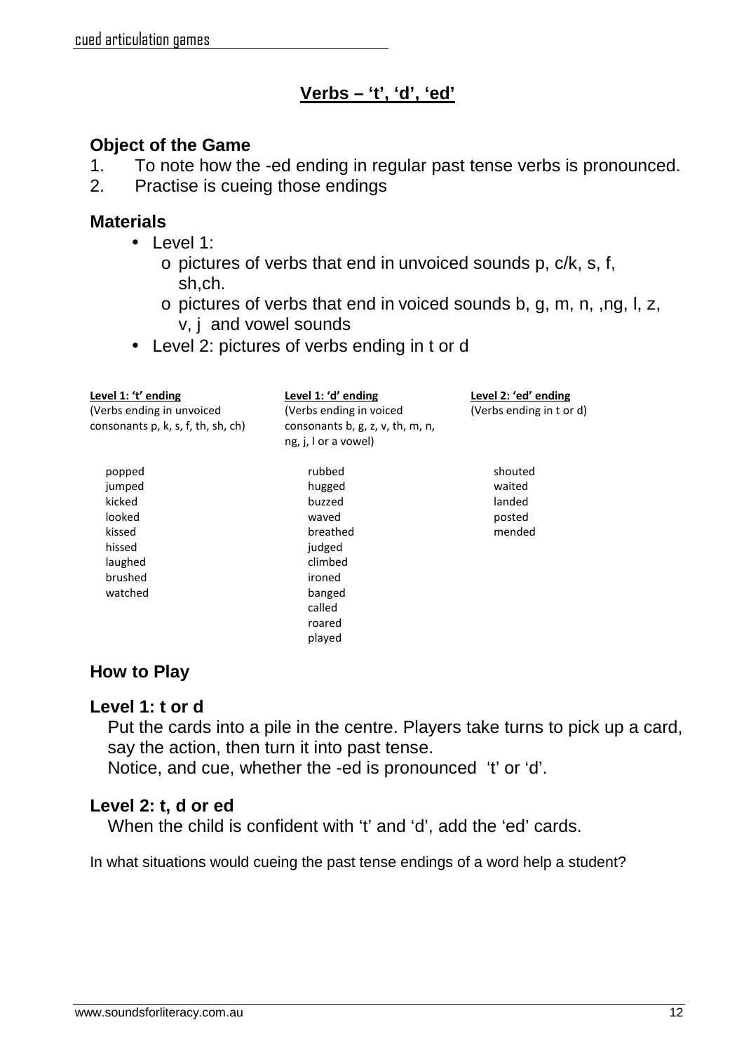## Verbs – 't', 'd', 'ed'

### Object of the Game

1. To note how the -ed ending in regular past tense verbs is pronounced.
2. Practise is cueing those endings

### Materials

- Level 1:
  - pictures of verbs that end in unvoiced sounds p, c/k, s, f, sh,ch.
  - pictures of verbs that end in voiced sounds b, g, m, n, ,ng, l, z, v, j and vowel sounds
- Level 2: pictures of verbs ending in t or d

| **Level 1: 't' ending** (Verbs ending in unvoiced consonants p, k, s, f, th, sh, ch) | **Level 1: 'd' ending** (Verbs ending in voiced consonants b, g, z, v, th, m, n, ng, j, l or a vowel) | **Level 2: 'ed' ending** (Verbs ending in t or d) |
|---|---|---|
| popped | rubbed | shouted |
| jumped | hugged | waited |
| kicked | buzzed | landed |
| looked | waved | posted |
| kissed | breathed | mended |
| hissed | judged | |
| laughed | climbed | |
| brushed | ironed | |
| watched | banged | |
| | called | |
| | roared | |
| | played | |

### How to Play

### Level 1: t or d

Put the cards into a pile in the centre. Players take turns to pick up a card, say the action, then turn it into past tense.
Notice, and cue, whether the -ed is pronounced 't' or 'd'.

### Level 2: t, d or ed

When the child is confident with 't' and 'd', add the 'ed' cards.

In what situations would cueing the past tense endings of a word help a student?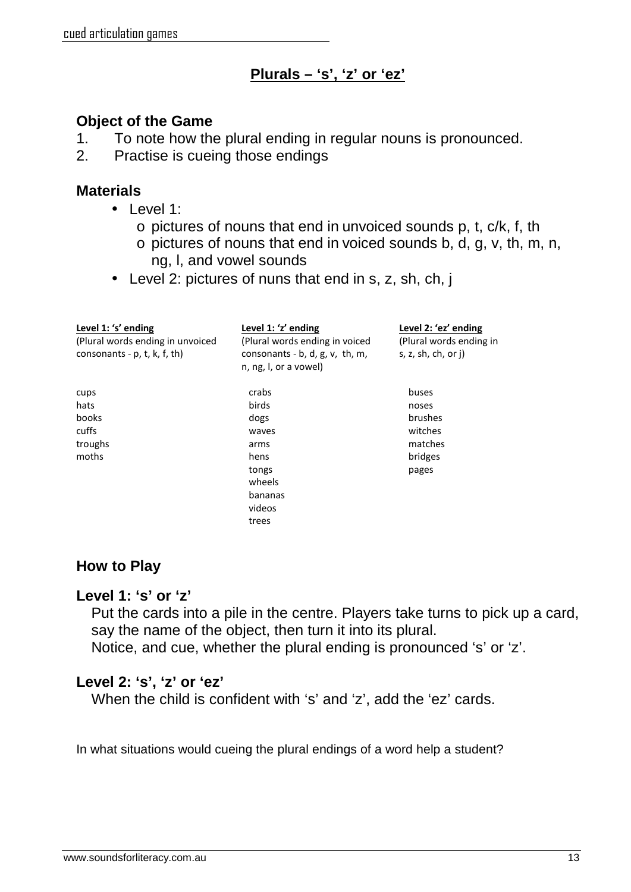## Plurals – 's', 'z' or 'ez'

### Object of the Game

1. To note how the plural ending in regular nouns is pronounced.
2. Practise is cueing those endings

### Materials

- Level 1:
  - pictures of nouns that end in unvoiced sounds p, t, c/k, f, th
  - pictures of nouns that end in voiced sounds b, d, g, v, th, m, n, ng, l, and vowel sounds
- Level 2: pictures of nuns that end in s, z, sh, ch, j

| Level 1: 's' ending<br>(Plural words ending in unvoiced consonants - p, t, k, f, th) | Level 1: 'z' ending<br>(Plural words ending in voiced consonants - b, d, g, v, th, m, n, ng, l, or a vowel) | Level 2: 'ez' ending<br>(Plural words ending in s, z, sh, ch, or j) |
|---|---|---|
| cups | crabs | buses |
| hats | birds | noses |
| books | dogs | brushes |
| cuffs | waves | witches |
| troughs | arms | matches |
| moths | hens | bridges |
| | tongs | pages |
| | wheels | |
| | bananas | |
| | videos | |
| | trees | |

### How to Play

#### Level 1: 's' or 'z'

Put the cards into a pile in the centre. Players take turns to pick up a card, say the name of the object, then turn it into its plural.
Notice, and cue, whether the plural ending is pronounced 's' or 'z'.

#### Level 2: 's', 'z' or 'ez'

When the child is confident with 's' and 'z', add the 'ez' cards.

In what situations would cueing the plural endings of a word help a student?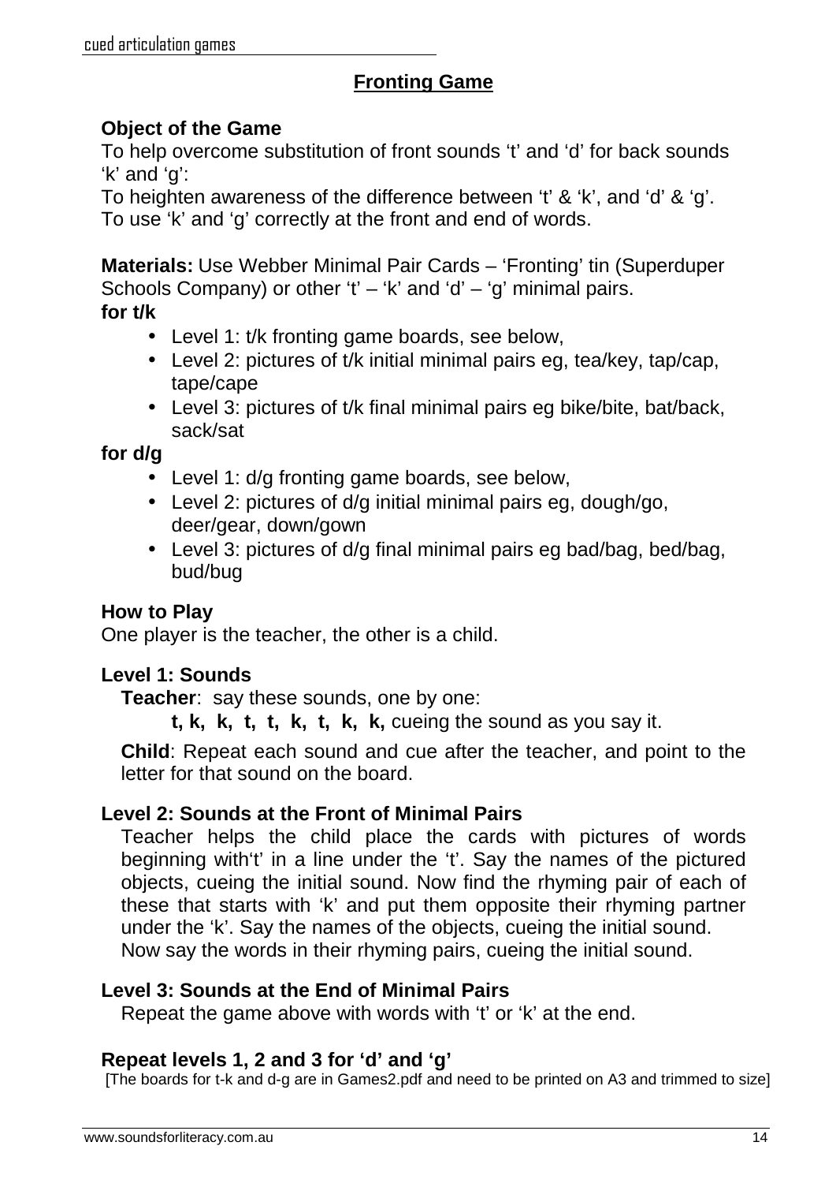## Fronting Game

**Object of the Game**

To help overcome substitution of front sounds ‘t’ and ‘d’ for back sounds ‘k’ and ‘g’:
To heighten awareness of the difference between ‘t’ & ‘k’, and ‘d’ & ‘g’.
To use ‘k’ and ‘g’ correctly at the front and end of words.

**Materials:** Use Webber Minimal Pair Cards – ‘Fronting’ tin (Superduper Schools Company) or other ‘t’ – ‘k’ and ‘d’ – ‘g’ minimal pairs.

**for t/k**

- Level 1: t/k fronting game boards, see below,
- Level 2: pictures of t/k initial minimal pairs eg, tea/key, tap/cap, tape/cape
- Level 3: pictures of t/k final minimal pairs eg bike/bite, bat/back, sack/sat

**for d/g**

- Level 1: d/g fronting game boards, see below,
- Level 2: pictures of d/g initial minimal pairs eg, dough/go, deer/gear, down/gown
- Level 3: pictures of d/g final minimal pairs eg bad/bag, bed/bag, bud/bug

**How to Play**

One player is the teacher, the other is a child.

**Level 1: Sounds**

**Teacher**: say these sounds, one by one:

**t, k, k, t, t, k, t, k, k,** cueing the sound as you say it.

**Child**: Repeat each sound and cue after the teacher, and point to the letter for that sound on the board.

**Level 2: Sounds at the Front of Minimal Pairs**

Teacher helps the child place the cards with pictures of words beginning with‘t’ in a line under the ‘t’. Say the names of the pictured objects, cueing the initial sound. Now find the rhyming pair of each of these that starts with ‘k’ and put them opposite their rhyming partner under the ‘k’. Say the names of the objects, cueing the initial sound.
Now say the words in their rhyming pairs, cueing the initial sound.

**Level 3: Sounds at the End of Minimal Pairs**

Repeat the game above with words with ‘t’ or ‘k’ at the end.

**Repeat levels 1, 2 and 3 for ‘d’ and ‘g’**

[The boards for t-k and d-g are in Games2.pdf and need to be printed on A3 and trimmed to size]